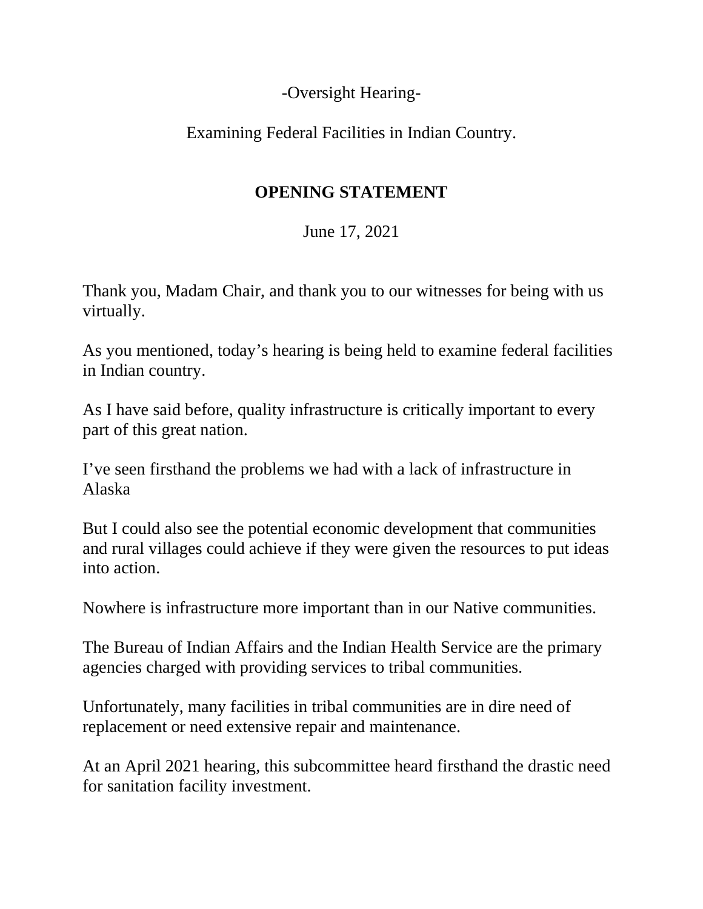-Oversight Hearing-

Examining Federal Facilities in Indian Country.

## OPENING STATEMENT

June 17, 2021

Thank you, Madam Chair, and thank you to our witnesses for being with us virtually.

As you mentioned, today's hearing is being held to examine federal facilities in Indian country.

As I have said before, quality infrastructure is critically important to every part of this great nation.

I've seen firsthand the problems we had with a lack of infrastructure in Alaska

But I could also see the potential economic development that communities and rural villages could achieve if they were given the resources to put ideas into action.

Nowhere is infrastructure more important than in our Native communities.

The Bureau of Indian Affairs and the Indian Health Service are the primary agencies charged with providing services to tribal communities.

Unfortunately, many facilities in tribal communities are in dire need of replacement or need extensive repair and maintenance.

At an April 2021 hearing, this subcommittee heard firsthand the drastic need for sanitation facility investment.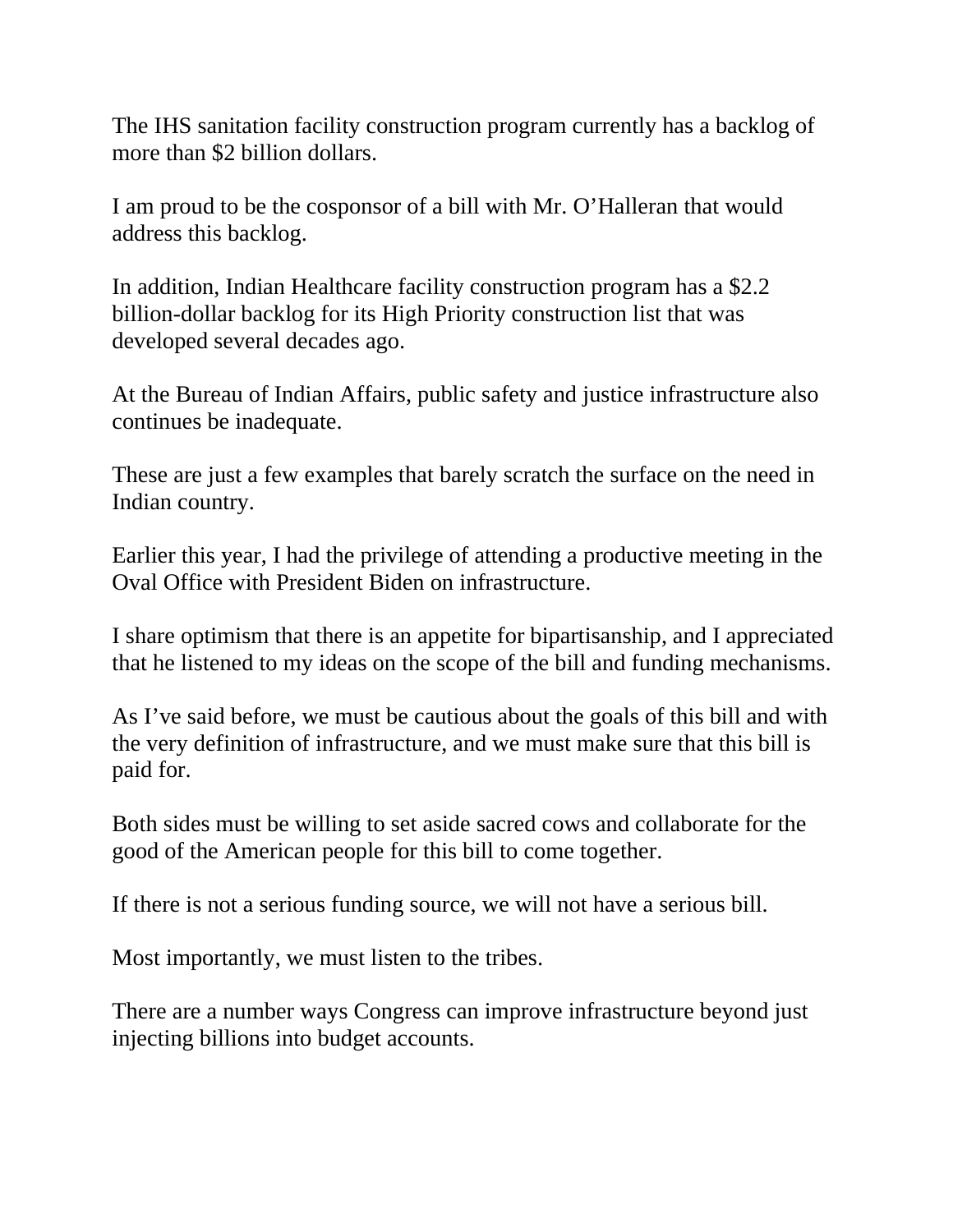The IHS sanitation facility construction program currently has a backlog of more than $2 billion dollars.

I am proud to be the cosponsor of a bill with Mr. O'Halleran that would address this backlog.

In addition, Indian Healthcare facility construction program has a $2.2 billion-dollar backlog for its High Priority construction list that was developed several decades ago.

At the Bureau of Indian Affairs, public safety and justice infrastructure also continues be inadequate.

These are just a few examples that barely scratch the surface on the need in Indian country.

Earlier this year, I had the privilege of attending a productive meeting in the Oval Office with President Biden on infrastructure.

I share optimism that there is an appetite for bipartisanship, and I appreciated that he listened to my ideas on the scope of the bill and funding mechanisms.

As I've said before, we must be cautious about the goals of this bill and with the very definition of infrastructure, and we must make sure that this bill is paid for.

Both sides must be willing to set aside sacred cows and collaborate for the good of the American people for this bill to come together.

If there is not a serious funding source, we will not have a serious bill.

Most importantly, we must listen to the tribes.

There are a number ways Congress can improve infrastructure beyond just injecting billions into budget accounts.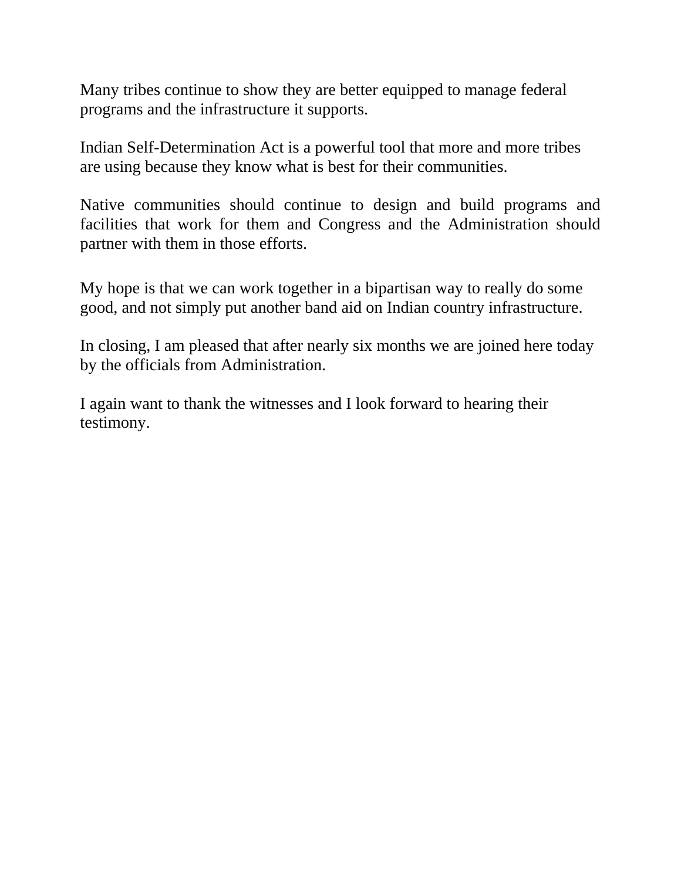Many tribes continue to show they are better equipped to manage federal programs and the infrastructure it supports.

Indian Self-Determination Act is a powerful tool that more and more tribes are using because they know what is best for their communities.

Native communities should continue to design and build programs and facilities that work for them and Congress and the Administration should partner with them in those efforts.

My hope is that we can work together in a bipartisan way to really do some good, and not simply put another band aid on Indian country infrastructure.

In closing, I am pleased that after nearly six months we are joined here today by the officials from Administration.

I again want to thank the witnesses and I look forward to hearing their testimony.